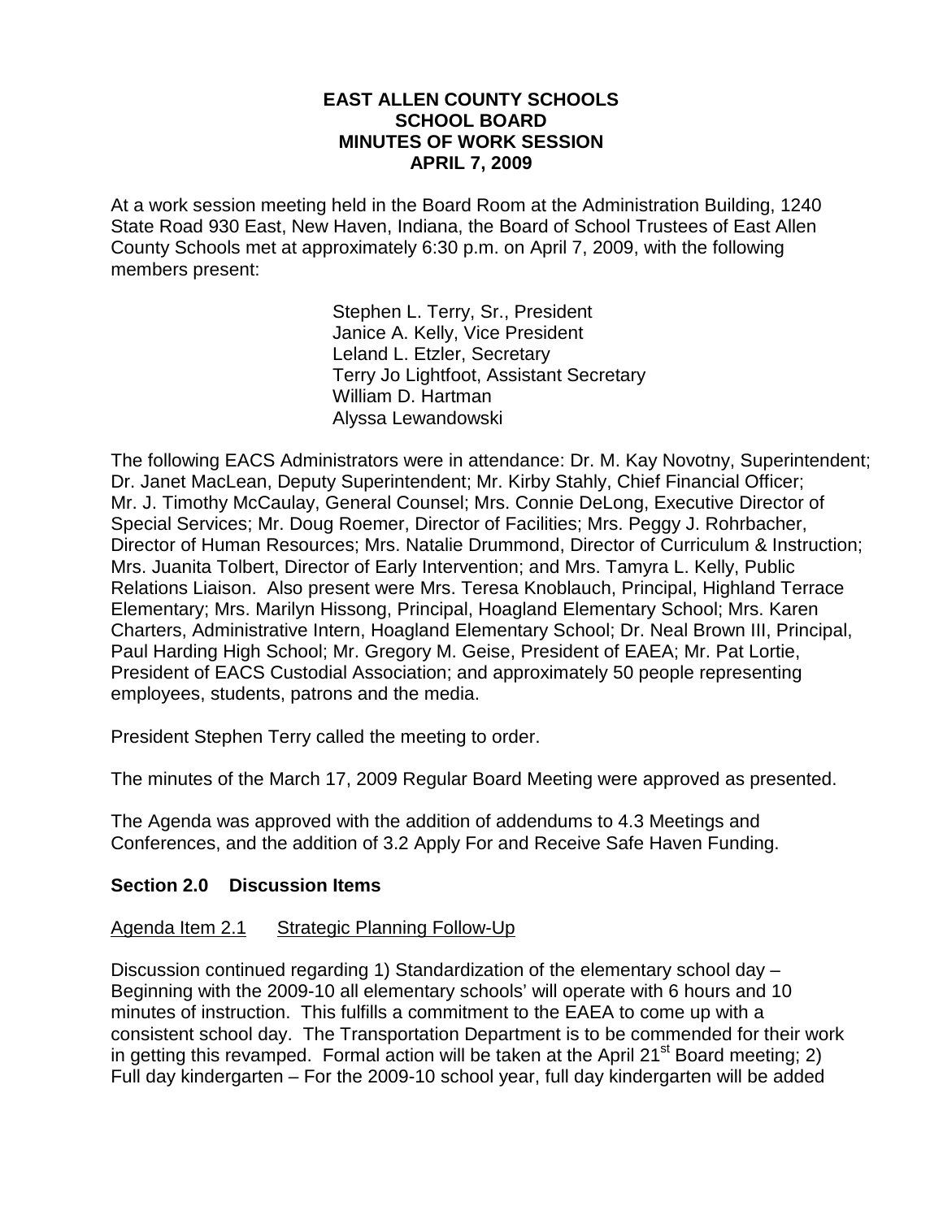**EAST ALLEN COUNTY SCHOOLS**
**SCHOOL BOARD**
**MINUTES OF WORK SESSION**
**APRIL 7, 2009**

At a work session meeting held in the Board Room at the Administration Building, 1240 State Road 930 East, New Haven, Indiana, the Board of School Trustees of East Allen County Schools met at approximately 6:30 p.m. on April 7, 2009, with the following members present:

Stephen L. Terry, Sr., President
Janice A. Kelly, Vice President
Leland L. Etzler, Secretary
Terry Jo Lightfoot, Assistant Secretary
William D. Hartman
Alyssa Lewandowski

The following EACS Administrators were in attendance: Dr. M. Kay Novotny, Superintendent; Dr. Janet MacLean, Deputy Superintendent; Mr. Kirby Stahly, Chief Financial Officer; Mr. J. Timothy McCaulay, General Counsel; Mrs. Connie DeLong, Executive Director of Special Services; Mr. Doug Roemer, Director of Facilities; Mrs. Peggy J. Rohrbacher, Director of Human Resources; Mrs. Natalie Drummond, Director of Curriculum & Instruction; Mrs. Juanita Tolbert, Director of Early Intervention; and Mrs. Tamyra L. Kelly, Public Relations Liaison. Also present were Mrs. Teresa Knoblauch, Principal, Highland Terrace Elementary; Mrs. Marilyn Hissong, Principal, Hoagland Elementary School; Mrs. Karen Charters, Administrative Intern, Hoagland Elementary School; Dr. Neal Brown III, Principal, Paul Harding High School; Mr. Gregory M. Geise, President of EAEA; Mr. Pat Lortie, President of EACS Custodial Association; and approximately 50 people representing employees, students, patrons and the media.

President Stephen Terry called the meeting to order.

The minutes of the March 17, 2009 Regular Board Meeting were approved as presented.

The Agenda was approved with the addition of addendums to 4.3 Meetings and Conferences, and the addition of 3.2 Apply For and Receive Safe Haven Funding.

## Section 2.0 Discussion Items

Agenda Item 2.1 Strategic Planning Follow-Up

Discussion continued regarding 1) Standardization of the elementary school day – Beginning with the 2009-10 all elementary schools' will operate with 6 hours and 10 minutes of instruction. This fulfills a commitment to the EAEA to come up with a consistent school day. The Transportation Department is to be commended for their work in getting this revamped. Formal action will be taken at the April 21st Board meeting; 2) Full day kindergarten – For the 2009-10 school year, full day kindergarten will be added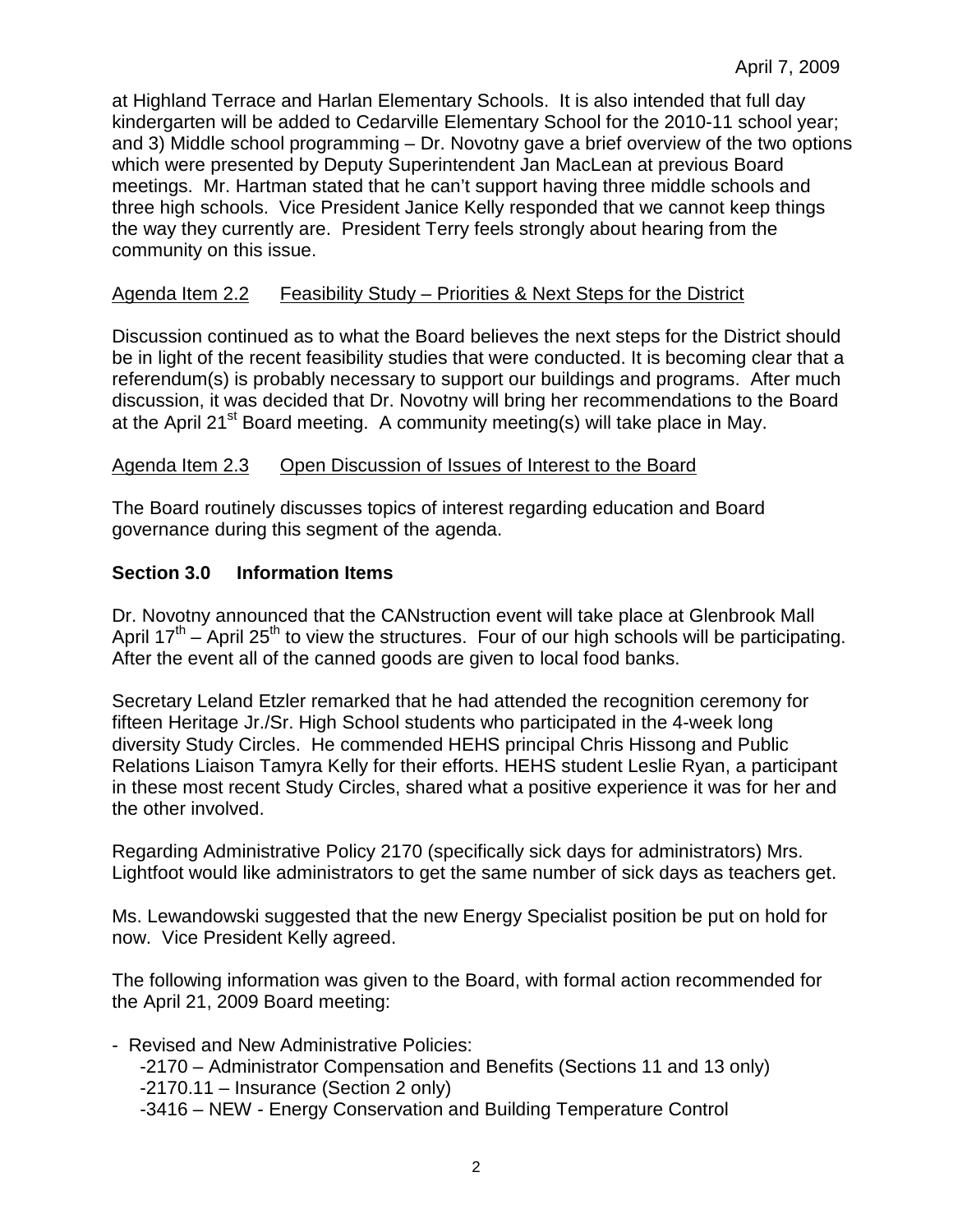at Highland Terrace and Harlan Elementary Schools. It is also intended that full day kindergarten will be added to Cedarville Elementary School for the 2010-11 school year; and 3) Middle school programming – Dr. Novotny gave a brief overview of the two options which were presented by Deputy Superintendent Jan MacLean at previous Board meetings. Mr. Hartman stated that he can't support having three middle schools and three high schools. Vice President Janice Kelly responded that we cannot keep things the way they currently are. President Terry feels strongly about hearing from the community on this issue.

Agenda Item 2.2 Feasibility Study – Priorities & Next Steps for the District

Discussion continued as to what the Board believes the next steps for the District should be in light of the recent feasibility studies that were conducted. It is becoming clear that a referendum(s) is probably necessary to support our buildings and programs. After much discussion, it was decided that Dr. Novotny will bring her recommendations to the Board at the April 21st Board meeting. A community meeting(s) will take place in May.

Agenda Item 2.3 Open Discussion of Issues of Interest to the Board

The Board routinely discusses topics of interest regarding education and Board governance during this segment of the agenda.

**Section 3.0 Information Items**

Dr. Novotny announced that the CANstruction event will take place at Glenbrook Mall April 17th – April 25th to view the structures. Four of our high schools will be participating. After the event all of the canned goods are given to local food banks.

Secretary Leland Etzler remarked that he had attended the recognition ceremony for fifteen Heritage Jr./Sr. High School students who participated in the 4-week long diversity Study Circles. He commended HEHS principal Chris Hissong and Public Relations Liaison Tamyra Kelly for their efforts. HEHS student Leslie Ryan, a participant in these most recent Study Circles, shared what a positive experience it was for her and the other involved.

Regarding Administrative Policy 2170 (specifically sick days for administrators) Mrs. Lightfoot would like administrators to get the same number of sick days as teachers get.

Ms. Lewandowski suggested that the new Energy Specialist position be put on hold for now. Vice President Kelly agreed.

The following information was given to the Board, with formal action recommended for the April 21, 2009 Board meeting:

- Revised and New Administrative Policies:
  - 2170 – Administrator Compensation and Benefits (Sections 11 and 13 only)
  - 2170.11 – Insurance (Section 2 only)
  - 3416 – NEW - Energy Conservation and Building Temperature Control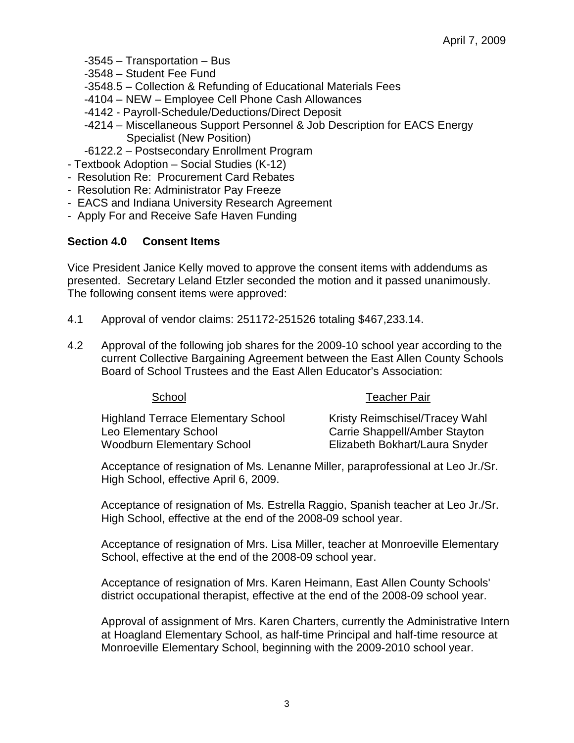- -3545 – Transportation – Bus
- -3548 – Student Fee Fund
- -3548.5 – Collection & Refunding of Educational Materials Fees
- -4104 – NEW – Employee Cell Phone Cash Allowances
- -4142 - Payroll-Schedule/Deductions/Direct Deposit
- -4214 – Miscellaneous Support Personnel & Job Description for EACS Energy Specialist (New Position)
- -6122.2 – Postsecondary Enrollment Program

- Textbook Adoption – Social Studies (K-12)
- Resolution Re: Procurement Card Rebates
- Resolution Re: Administrator Pay Freeze
- EACS and Indiana University Research Agreement
- Apply For and Receive Safe Haven Funding

**Section 4.0 Consent Items**

Vice President Janice Kelly moved to approve the consent items with addendums as presented. Secretary Leland Etzler seconded the motion and it passed unanimously. The following consent items were approved:

4.1 Approval of vendor claims: 251172-251526 totaling $467,233.14.

4.2 Approval of the following job shares for the 2009-10 school year according to the current Collective Bargaining Agreement between the East Allen County Schools Board of School Trustees and the East Allen Educator's Association:

| School | Teacher Pair |
|---|---|
| Highland Terrace Elementary School | Kristy Reimschisel/Tracey Wahl |
| Leo Elementary School | Carrie Shappell/Amber Stayton |
| Woodburn Elementary School | Elizabeth Bokhart/Laura Snyder |

Acceptance of resignation of Ms. Lenanne Miller, paraprofessional at Leo Jr./Sr. High School, effective April 6, 2009.

Acceptance of resignation of Ms. Estrella Raggio, Spanish teacher at Leo Jr./Sr. High School, effective at the end of the 2008-09 school year.

Acceptance of resignation of Mrs. Lisa Miller, teacher at Monroeville Elementary School, effective at the end of the 2008-09 school year.

Acceptance of resignation of Mrs. Karen Heimann, East Allen County Schools' district occupational therapist, effective at the end of the 2008-09 school year.

Approval of assignment of Mrs. Karen Charters, currently the Administrative Intern at Hoagland Elementary School, as half-time Principal and half-time resource at Monroeville Elementary School, beginning with the 2009-2010 school year.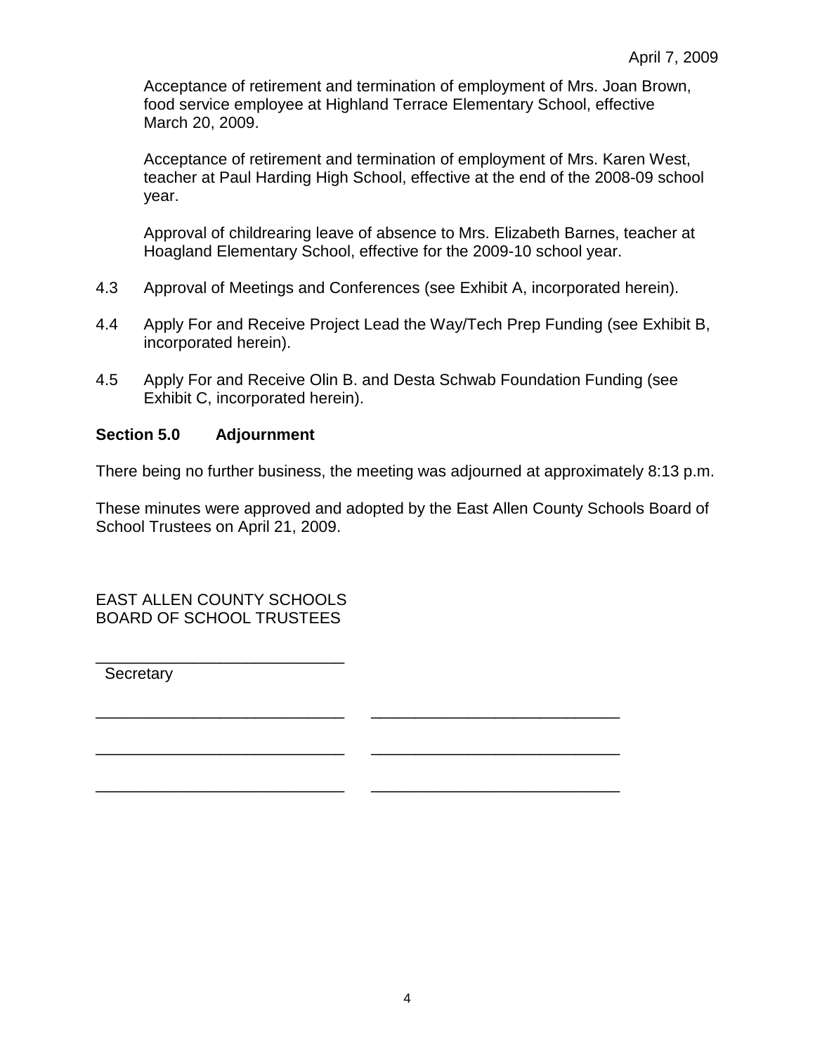Acceptance of retirement and termination of employment of Mrs. Joan Brown, food service employee at Highland Terrace Elementary School, effective March 20, 2009.

Acceptance of retirement and termination of employment of Mrs. Karen West, teacher at Paul Harding High School, effective at the end of the 2008-09 school year.

Approval of childrearing leave of absence to Mrs. Elizabeth Barnes, teacher at Hoagland Elementary School, effective for the 2009-10 school year.

4.3 Approval of Meetings and Conferences (see Exhibit A, incorporated herein).

4.4 Apply For and Receive Project Lead the Way/Tech Prep Funding (see Exhibit B, incorporated herein).

4.5 Apply For and Receive Olin B. and Desta Schwab Foundation Funding (see Exhibit C, incorporated herein).

**Section 5.0 Adjournment**

There being no further business, the meeting was adjourned at approximately 8:13 p.m.

These minutes were approved and adopted by the East Allen County Schools Board of School Trustees on April 21, 2009.

EAST ALLEN COUNTY SCHOOLS
BOARD OF SCHOOL TRUSTEES

____________________________
Secretary

____________________________ ____________________________

____________________________ ____________________________

____________________________ ____________________________